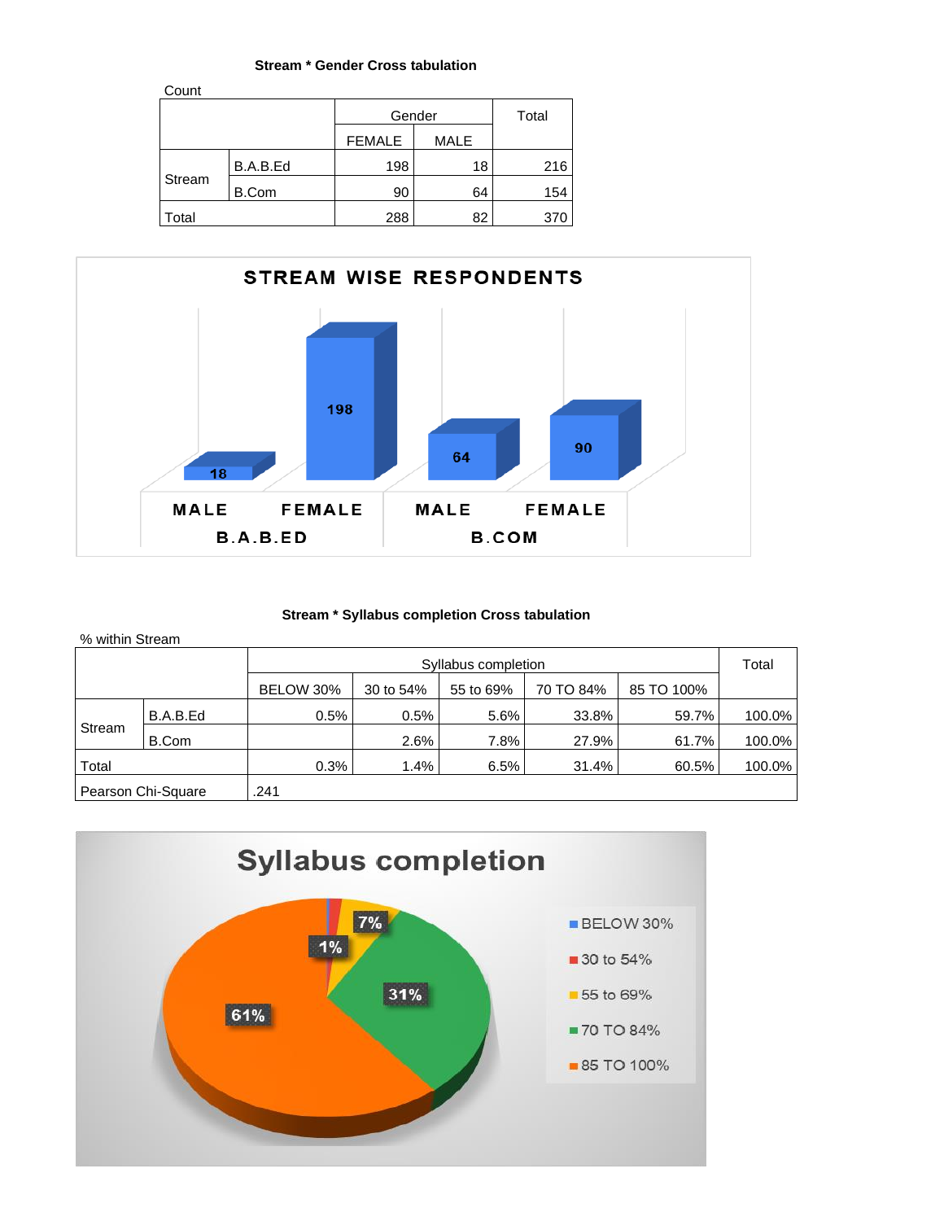**Stream * Gender Cross tabulation**

Count

| | | Gender | | Total |
|---|---|---|---|---|
| | | FEMALE | MALE | |
| Stream | B.A.B.Ed | 198 | 18 | 216 |
| | B.Com | 90 | 64 | 154 |
| Total | | 288 | 82 | 370 |

**STREAM WISE RESPONDENTS**

**Stream * Syllabus completion Cross tabulation**

% within Stream

| | | Syllabus completion | | | | | Total |
|---|---|---|---|---|---|---|---|
| | | BELOW 30% | 30 to 54% | 55 to 69% | 70 TO 84% | 85 TO 100% | |
| Stream | B.A.B.Ed | 0.5% | 0.5% | 5.6% | 33.8% | 59.7% | 100.0% |
| | B.Com | | 2.6% | 7.8% | 27.9% | 61.7% | 100.0% |
| Total | | 0.3% | 1.4% | 6.5% | 31.4% | 60.5% | 100.0% |
| Pearson Chi-Square | | .241 | | | | | |

**Syllabus completion**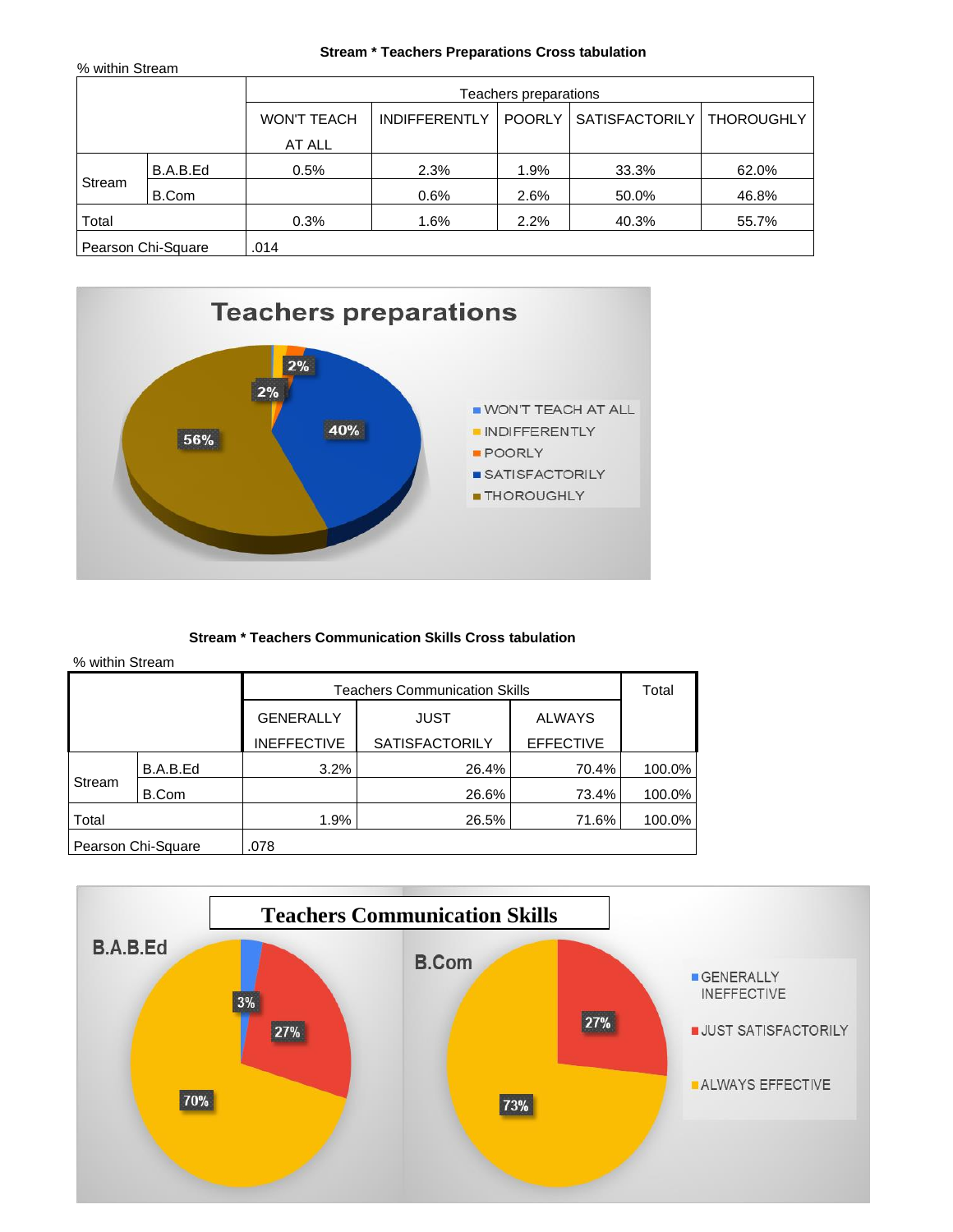**Stream * Teachers Preparations Cross tabulation**

% within Stream

| | | Teachers preparations | | | | |
|---|---|---|---|---|---|---|
| | | WON'T TEACH AT ALL | INDIFFERENTLY | POORLY | SATISFACTORILY | THOROUGHLY |
| Stream | B.A.B.Ed | 0.5% | 2.3% | 1.9% | 33.3% | 62.0% |
| | B.Com | | 0.6% | 2.6% | 50.0% | 46.8% |
| Total | | 0.3% | 1.6% | 2.2% | 40.3% | 55.7% |
| Pearson Chi-Square | | .014 | | | | |

**Stream * Teachers Communication Skills Cross tabulation**

% within Stream

| | | Teachers Communication Skills | | | Total |
|---|---|---|---|---|---|
| | | GENERALLY INEFFECTIVE | JUST SATISFACTORILY | ALWAYS EFFECTIVE | |
| Stream | B.A.B.Ed | 3.2% | 26.4% | 70.4% | 100.0% |
| | B.Com | | 26.6% | 73.4% | 100.0% |
| Total | | 1.9% | 26.5% | 71.6% | 100.0% |
| Pearson Chi-Square | | .078 | | | |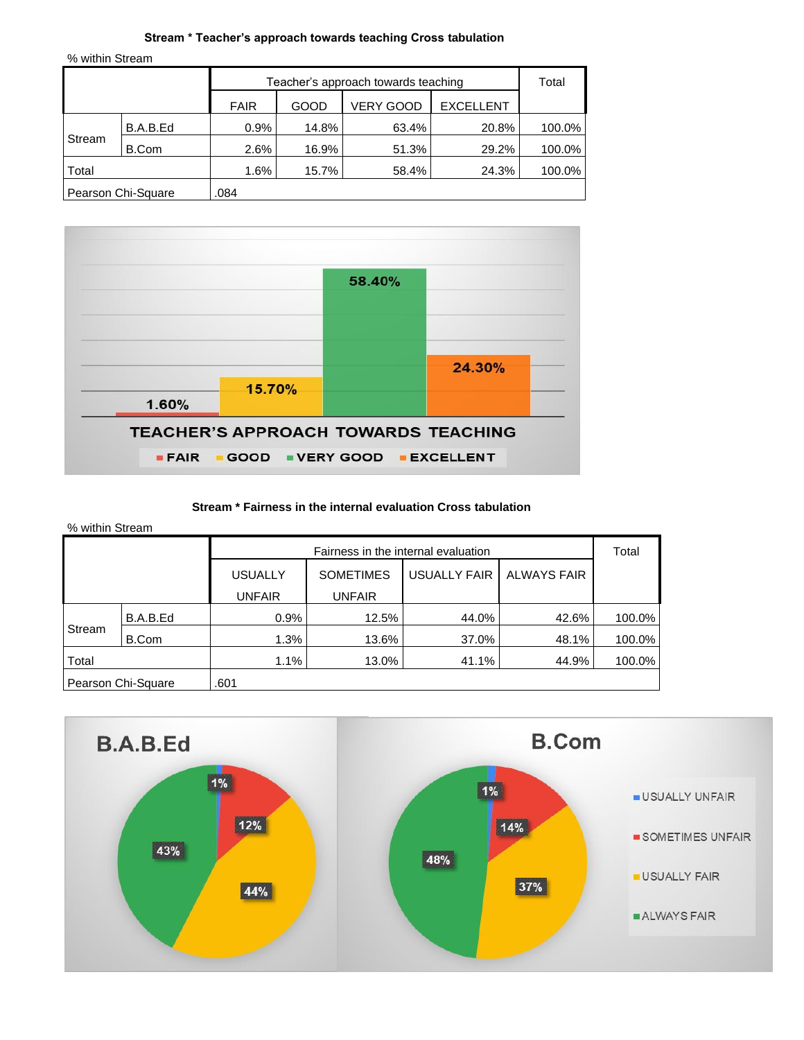**Stream * Teacher's approach towards teaching Cross tabulation**

% within Stream

| | | Teacher's approach towards teaching | | | | Total |
|---|---|---|---|---|---|---|
| | | FAIR | GOOD | VERY GOOD | EXCELLENT | |
| Stream | B.A.B.Ed | 0.9% | 14.8% | 63.4% | 20.8% | 100.0% |
| | B.Com | 2.6% | 16.9% | 51.3% | 29.2% | 100.0% |
| Total | | 1.6% | 15.7% | 58.4% | 24.3% | 100.0% |
| Pearson Chi-Square | | .084 | | | | |

**Stream * Fairness in the internal evaluation Cross tabulation**

% within Stream

| | | Fairness in the internal evaluation | | | | Total |
|---|---|---|---|---|---|---|
| | | USUALLY UNFAIR | SOMETIMES UNFAIR | USUALLY FAIR | ALWAYS FAIR | |
| Stream | B.A.B.Ed | 0.9% | 12.5% | 44.0% | 42.6% | 100.0% |
| | B.Com | 1.3% | 13.6% | 37.0% | 48.1% | 100.0% |
| Total | | 1.1% | 13.0% | 41.1% | 44.9% | 100.0% |
| Pearson Chi-Square | | .601 | | | | |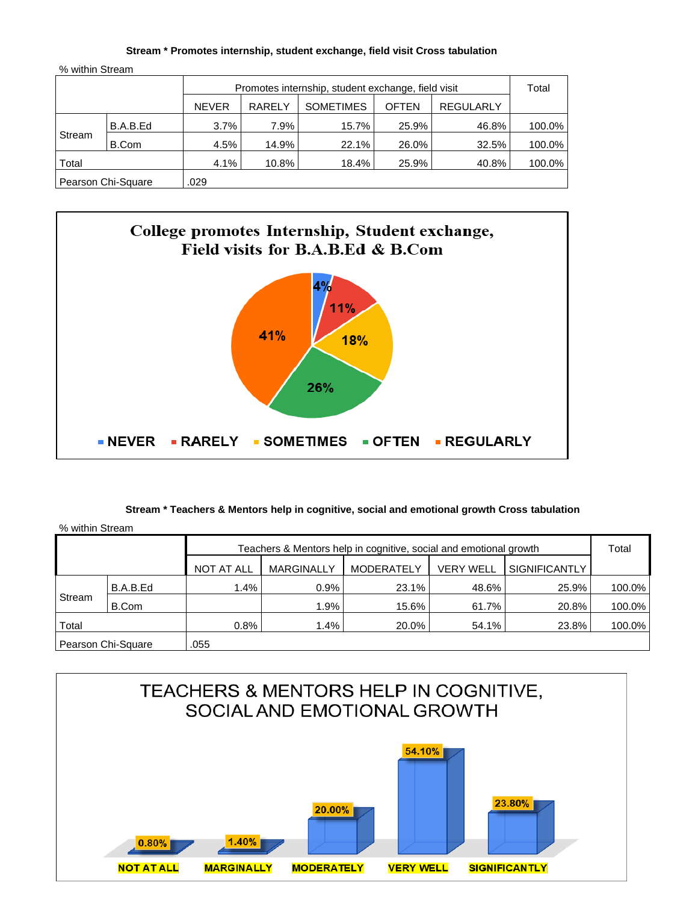**Stream * Promotes internship, student exchange, field visit Cross tabulation**

% within Stream

| | | Promotes internship, student exchange, field visit | | | | | Total |
|---|---|---|---|---|---|---|---|
| | | NEVER | RARELY | SOMETIMES | OFTEN | REGULARLY | |
| Stream | B.A.B.Ed | 3.7% | 7.9% | 15.7% | 25.9% | 46.8% | 100.0% |
| | B.Com | 4.5% | 14.9% | 22.1% | 26.0% | 32.5% | 100.0% |
| Total | | 4.1% | 10.8% | 18.4% | 25.9% | 40.8% | 100.0% |
| Pearson Chi-Square | | .029 | | | | | |

**College promotes Internship, Student exchange, Field visits for B.A.B.Ed & B.Com**

| NEVER | RARELY | SOMETIMES | OFTEN | REGULARLY |
|---|---|---|---|---|
| 4% | 11% | 18% | 26% | 41% |

**Stream * Teachers & Mentors help in cognitive, social and emotional growth Cross tabulation**

% within Stream

| | | Teachers & Mentors help in cognitive, social and emotional growth | | | | | Total |
|---|---|---|---|---|---|---|---|
| | | NOT AT ALL | MARGINALLY | MODERATELY | VERY WELL | SIGNIFICANTLY | |
| Stream | B.A.B.Ed | 1.4% | 0.9% | 23.1% | 48.6% | 25.9% | 100.0% |
| | B.Com | | 1.9% | 15.6% | 61.7% | 20.8% | 100.0% |
| Total | | 0.8% | 1.4% | 20.0% | 54.1% | 23.8% | 100.0% |
| Pearson Chi-Square | | .055 | | | | | |

**TEACHERS & MENTORS HELP IN COGNITIVE, SOCIAL AND EMOTIONAL GROWTH**

| NOT AT ALL | MARGINALLY | MODERATELY | VERY WELL | SIGNIFICANTLY |
|---|---|---|---|---|
| 0.80% | 1.40% | 20.00% | 54.10% | 23.80% |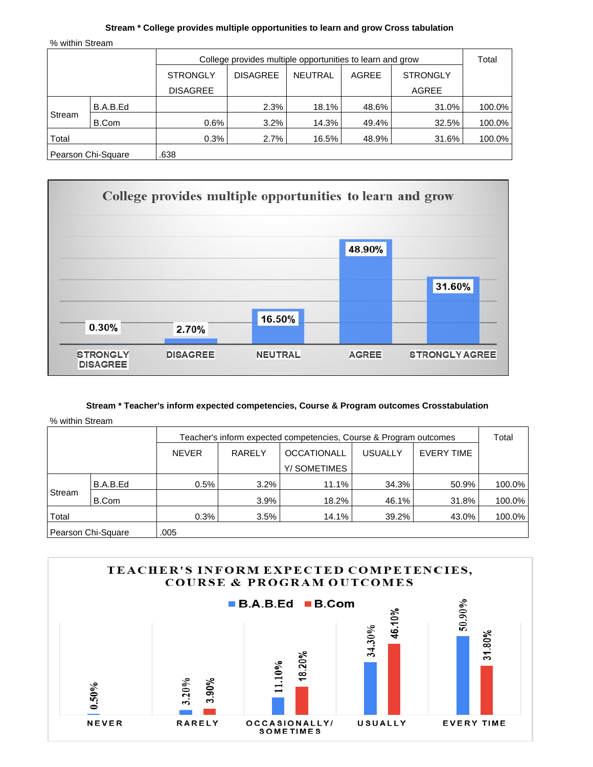**Stream * College provides multiple opportunities to learn and grow Cross tabulation**

% within Stream

| | | College provides multiple opportunities to learn and grow | | | | | Total |
|---|---|---|---|---|---|---|---|
| | | STRONGLY DISAGREE | DISAGREE | NEUTRAL | AGREE | STRONGLY AGREE | |
| Stream | B.A.B.Ed | | 2.3% | 18.1% | 48.6% | 31.0% | 100.0% |
| | B.Com | 0.6% | 3.2% | 14.3% | 49.4% | 32.5% | 100.0% |
| Total | | 0.3% | 2.7% | 16.5% | 48.9% | 31.6% | 100.0% |
| Pearson Chi-Square | | .638 | | | | | |

**College provides multiple opportunities to learn and grow**

| STRONGLY DISAGREE | DISAGREE | NEUTRAL | AGREE | STRONGLY AGREE |
|---|---|---|---|---|
| 0.30% | 2.70% | 16.50% | 48.90% | 31.60% |

**Stream * Teacher's inform expected competencies, Course & Program outcomes Crosstabulation**

% within Stream

| | | Teacher's inform expected competencies, Course & Program outcomes | | | | | Total |
|---|---|---|---|---|---|---|---|
| | | NEVER | RARELY | OCCATIONALLY/ SOMETIMES | USUALLY | EVERY TIME | |
| Stream | B.A.B.Ed | 0.5% | 3.2% | 11.1% | 34.3% | 50.9% | 100.0% |
| | B.Com | | 3.9% | 18.2% | 46.1% | 31.8% | 100.0% |
| Total | | 0.3% | 3.5% | 14.1% | 39.2% | 43.0% | 100.0% |
| Pearson Chi-Square | | .005 | | | | | |

**TEACHER'S INFORM EXPECTED COMPETENCIES, COURSE & PROGRAM OUTCOMES**

| | NEVER | RARELY | OCCASIONALLY/ SOMETIMES | USUALLY | EVERY TIME |
|---|---|---|---|---|---|
| B.A.B.Ed | 0.50% | 3.20% | 11.10% | 34.30% | 50.90% |
| B.Com | | 3.90% | 18.20% | 46.10% | 31.80% |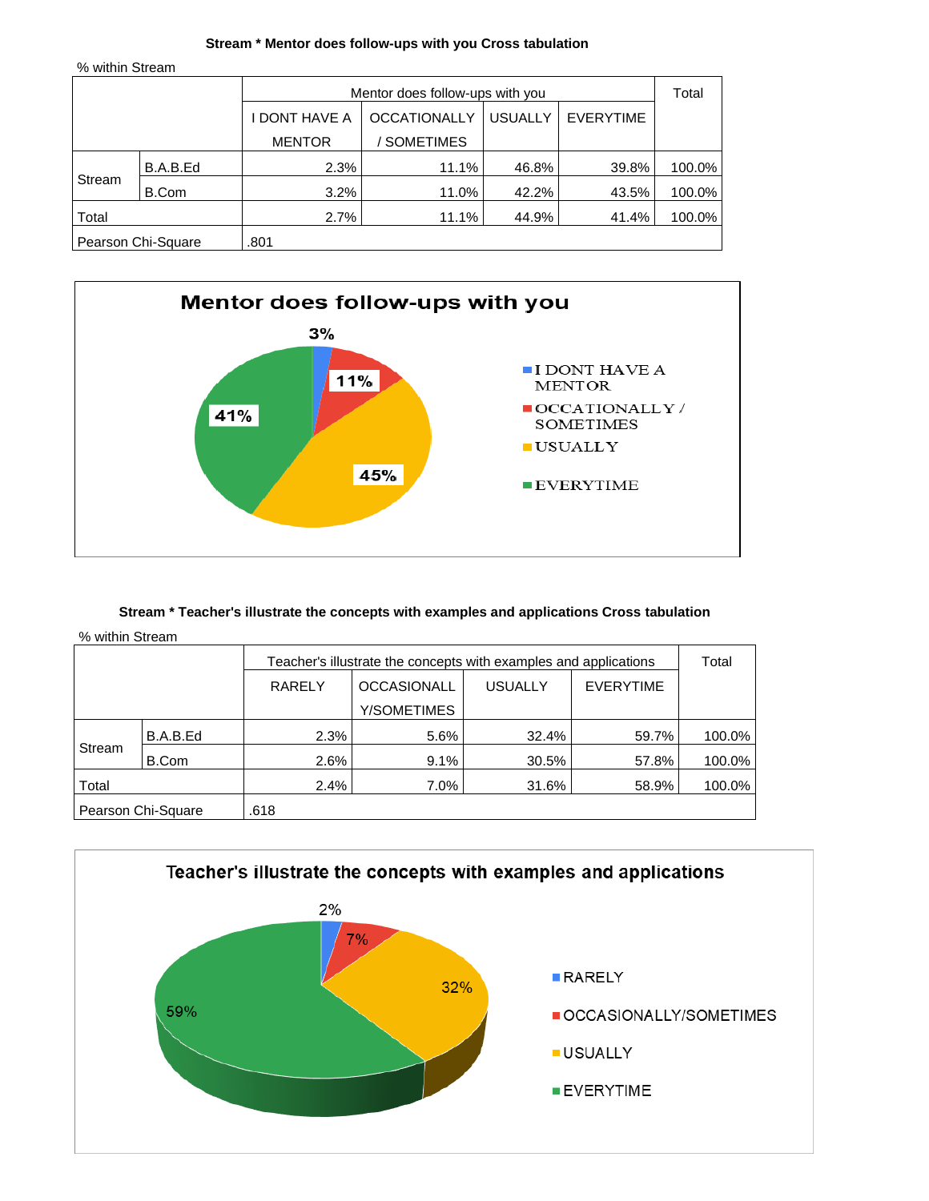**Stream * Mentor does follow-ups with you Cross tabulation**

% within Stream

| | | Mentor does follow-ups with you | | | | Total |
|---|---|---|---|---|---|---|
| | | I DONT HAVE A MENTOR | OCCATIONALLY / SOMETIMES | USUALLY | EVERYTIME | |
| Stream | B.A.B.Ed | 2.3% | 11.1% | 46.8% | 39.8% | 100.0% |
| | B.Com | 3.2% | 11.0% | 42.2% | 43.5% | 100.0% |
| Total | | 2.7% | 11.1% | 44.9% | 41.4% | 100.0% |
| Pearson Chi-Square | | .801 | | | | |

**Mentor does follow-ups with you**

- I DONT HAVE A MENTOR: 3%
- OCCATIONALLY / SOMETIMES: 11%
- USUALLY: 45%
- EVERYTIME: 41%

**Stream * Teacher's illustrate the concepts with examples and applications Cross tabulation**

% within Stream

| | | Teacher's illustrate the concepts with examples and applications | | | | Total |
|---|---|---|---|---|---|---|
| | | RARELY | OCCASIONALLY/SOMETIMES | USUALLY | EVERYTIME | |
| Stream | B.A.B.Ed | 2.3% | 5.6% | 32.4% | 59.7% | 100.0% |
| | B.Com | 2.6% | 9.1% | 30.5% | 57.8% | 100.0% |
| Total | | 2.4% | 7.0% | 31.6% | 58.9% | 100.0% |
| Pearson Chi-Square | | .618 | | | | |

**Teacher's illustrate the concepts with examples and applications**

- RARELY: 2%
- OCCASIONALLY/SOMETIMES: 7%
- USUALLY: 32%
- EVERYTIME: 59%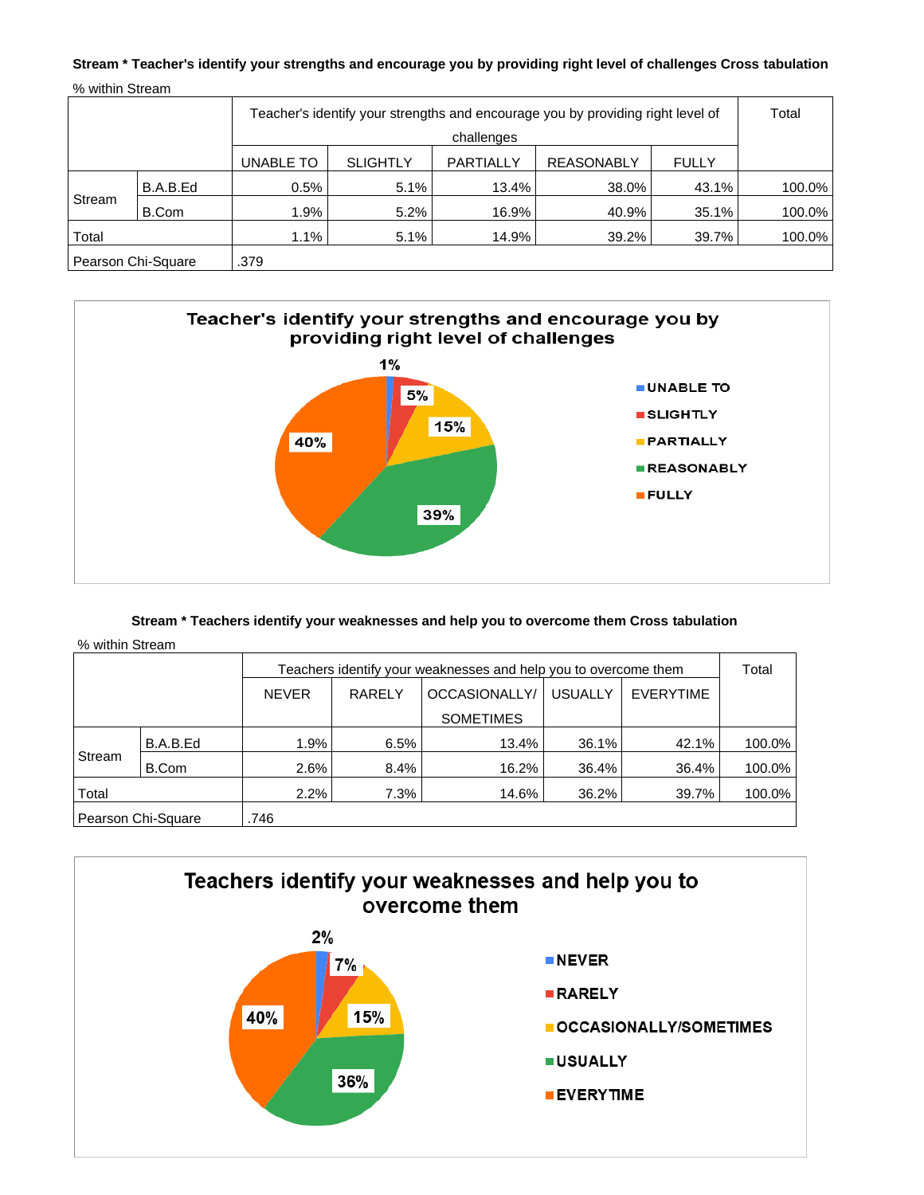**Stream * Teacher's identify your strengths and encourage you by providing right level of challenges Cross tabulation**

% within Stream

| | | Teacher's identify your strengths and encourage you by providing right level of challenges | | | | | Total |
|---|---|---|---|---|---|---|---|
| | | UNABLE TO | SLIGHTLY | PARTIALLY | REASONABLY | FULLY | |
| Stream | B.A.B.Ed | 0.5% | 5.1% | 13.4% | 38.0% | 43.1% | 100.0% |
| | B.Com | 1.9% | 5.2% | 16.9% | 40.9% | 35.1% | 100.0% |
| Total | | 1.1% | 5.1% | 14.9% | 39.2% | 39.7% | 100.0% |
| Pearson Chi-Square | | .379 | | | | | |

**Teacher's identify your strengths and encourage you by providing right level of challenges**

| Response | % |
|---|---|
| UNABLE TO | 1% |
| SLIGHTLY | 5% |
| PARTIALLY | 15% |
| REASONABLY | 39% |
| FULLY | 40% |

**Stream * Teachers identify your weaknesses and help you to overcome them Cross tabulation**

% within Stream

| | | Teachers identify your weaknesses and help you to overcome them | | | | | Total |
|---|---|---|---|---|---|---|---|
| | | NEVER | RARELY | OCCASIONALLY/ SOMETIMES | USUALLY | EVERYTIME | |
| Stream | B.A.B.Ed | 1.9% | 6.5% | 13.4% | 36.1% | 42.1% | 100.0% |
| | B.Com | 2.6% | 8.4% | 16.2% | 36.4% | 36.4% | 100.0% |
| Total | | 2.2% | 7.3% | 14.6% | 36.2% | 39.7% | 100.0% |
| Pearson Chi-Square | | .746 | | | | | |

**Teachers identify your weaknesses and help you to overcome them**

| Response | % |
|---|---|
| NEVER | 2% |
| RARELY | 7% |
| OCCASIONALLY/SOMETIMES | 15% |
| USUALLY | 36% |
| EVERYTIME | 40% |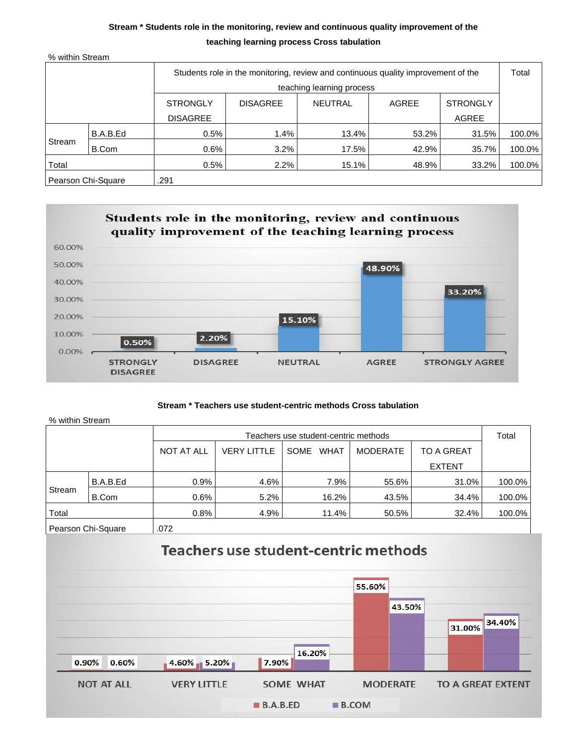**Stream * Students role in the monitoring, review and continuous quality improvement of the teaching learning process Cross tabulation**

% within Stream

| | | Students role in the monitoring, review and continuous quality improvement of the teaching learning process | | | | | Total |
|---|---|---|---|---|---|---|---|
| | | STRONGLY DISAGREE | DISAGREE | NEUTRAL | AGREE | STRONGLY AGREE | |
| Stream | B.A.B.Ed | 0.5% | 1.4% | 13.4% | 53.2% | 31.5% | 100.0% |
| | B.Com | 0.6% | 3.2% | 17.5% | 42.9% | 35.7% | 100.0% |
| Total | | 0.5% | 2.2% | 15.1% | 48.9% | 33.2% | 100.0% |
| Pearson Chi-Square | | .291 | | | | | |

**Students role in the monitoring, review and continuous quality improvement of the teaching learning process**

| | STRONGLY DISAGREE | DISAGREE | NEUTRAL | AGREE | STRONGLY AGREE |
|---|---|---|---|---|---|
| Total | 0.50% | 2.20% | 15.10% | 48.90% | 33.20% |

**Stream * Teachers use student-centric methods Cross tabulation**

% within Stream

| | | Teachers use student-centric methods | | | | | Total |
|---|---|---|---|---|---|---|---|
| | | NOT AT ALL | VERY LITTLE | SOME WHAT | MODERATE | TO A GREAT EXTENT | |
| Stream | B.A.B.Ed | 0.9% | 4.6% | 7.9% | 55.6% | 31.0% | 100.0% |
| | B.Com | 0.6% | 5.2% | 16.2% | 43.5% | 34.4% | 100.0% |
| Total | | 0.8% | 4.9% | 11.4% | 50.5% | 32.4% | 100.0% |
| Pearson Chi-Square | | .072 | | | | | |

**Teachers use student-centric methods**

| | NOT AT ALL | VERY LITTLE | SOME WHAT | MODERATE | TO A GREAT EXTENT |
|---|---|---|---|---|---|
| B.A.B.ED | 0.90% | 4.60% | 7.90% | 55.60% | 31.00% |
| B.COM | 0.60% | 5.20% | 16.20% | 43.50% | 34.40% |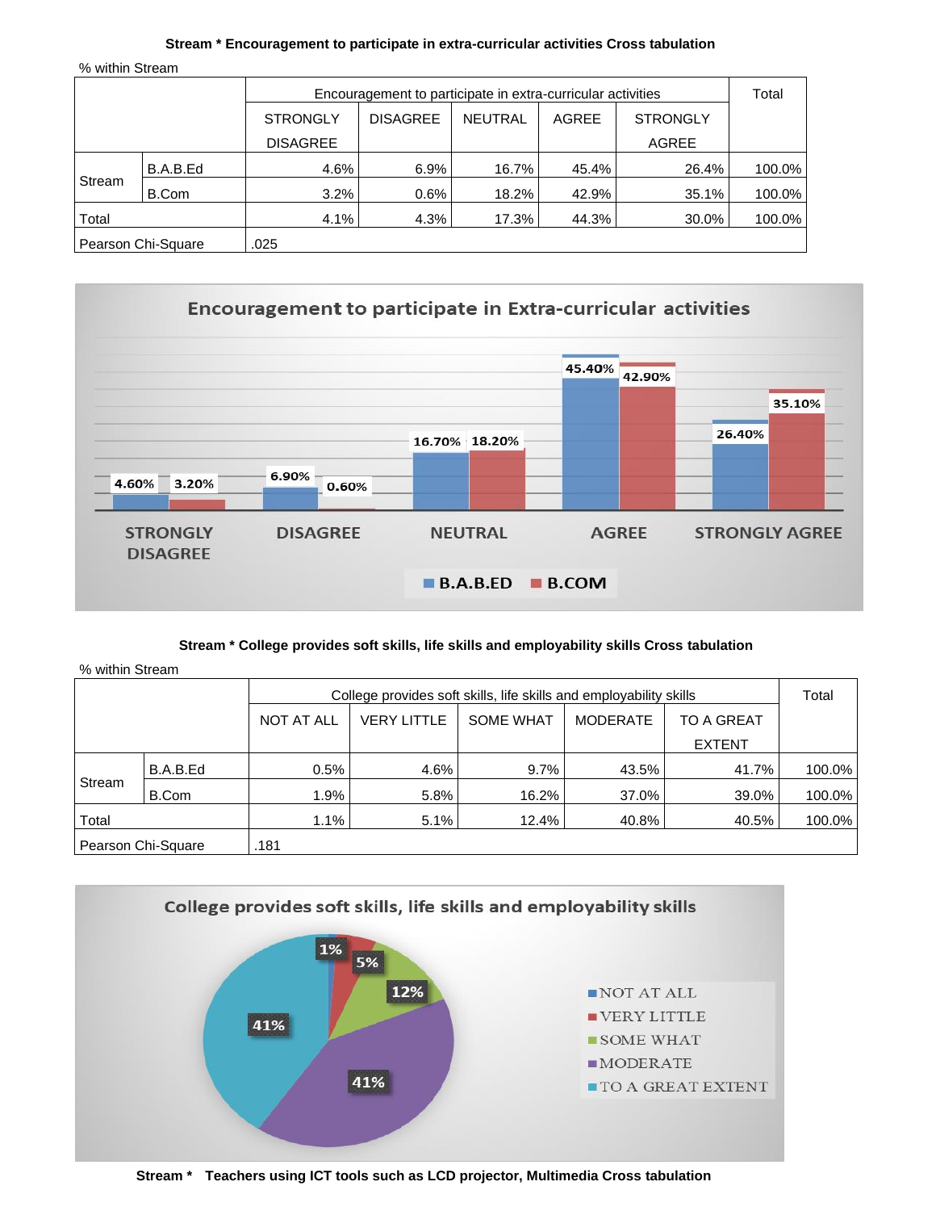**Stream * Encouragement to participate in extra-curricular activities Cross tabulation**

% within Stream

| | | Encouragement to participate in extra-curricular activities | | | | | Total |
|---|---|---|---|---|---|---|---|
| | | STRONGLY DISAGREE | DISAGREE | NEUTRAL | AGREE | STRONGLY AGREE | |
| Stream | B.A.B.Ed | 4.6% | 6.9% | 16.7% | 45.4% | 26.4% | 100.0% |
| | B.Com | 3.2% | 0.6% | 18.2% | 42.9% | 35.1% | 100.0% |
| Total | | 4.1% | 4.3% | 17.3% | 44.3% | 30.0% | 100.0% |
| Pearson Chi-Square | | .025 | | | | | |

**Stream * College provides soft skills, life skills and employability skills Cross tabulation**

% within Stream

| | | College provides soft skills, life skills and employability skills | | | | | Total |
|---|---|---|---|---|---|---|---|
| | | NOT AT ALL | VERY LITTLE | SOME WHAT | MODERATE | TO A GREAT EXTENT | |
| Stream | B.A.B.Ed | 0.5% | 4.6% | 9.7% | 43.5% | 41.7% | 100.0% |
| | B.Com | 1.9% | 5.8% | 16.2% | 37.0% | 39.0% | 100.0% |
| Total | | 1.1% | 5.1% | 12.4% | 40.8% | 40.5% | 100.0% |
| Pearson Chi-Square | | .181 | | | | | |

**Stream * Teachers using ICT tools such as LCD projector, Multimedia Cross tabulation**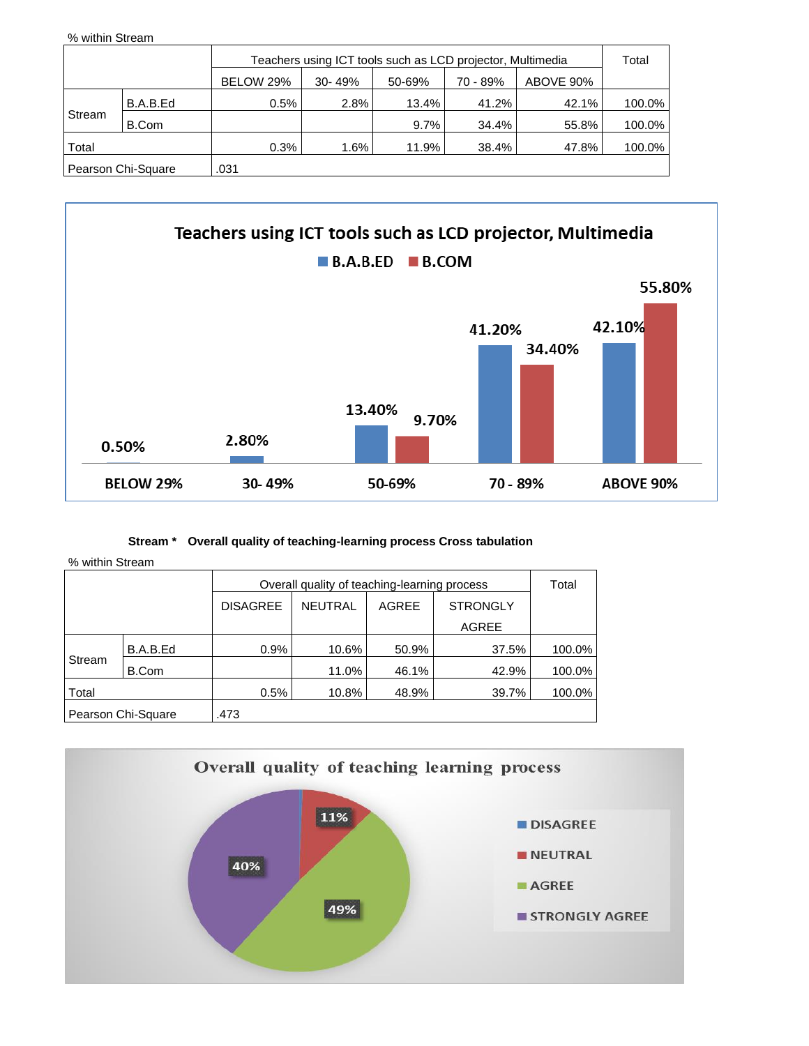% within Stream

| | | Teachers using ICT tools such as LCD projector, Multimedia | | | | | Total |
|---|---|---|---|---|---|---|---|
| | | BELOW 29% | 30- 49% | 50-69% | 70 - 89% | ABOVE 90% | |
| Stream | B.A.B.Ed | 0.5% | 2.8% | 13.4% | 41.2% | 42.1% | 100.0% |
| | B.Com | | | 9.7% | 34.4% | 55.8% | 100.0% |
| Total | | 0.3% | 1.6% | 11.9% | 38.4% | 47.8% | 100.0% |
| Pearson Chi-Square | | .031 | | | | | |

Teachers using ICT tools such as LCD projector, Multimedia

B.A.B.ED B.COM

0.50%
2.80%
13.40% 9.70%
41.20% 34.40%
42.10% 55.80%

BELOW 29% 30- 49% 50-69% 70 - 89% ABOVE 90%

**Stream * Overall quality of teaching-learning process Cross tabulation**

% within Stream

| | | Overall quality of teaching-learning process | | | | Total |
|---|---|---|---|---|---|---|
| | | DISAGREE | NEUTRAL | AGREE | STRONGLY AGREE | |
| Stream | B.A.B.Ed | 0.9% | 10.6% | 50.9% | 37.5% | 100.0% |
| | B.Com | | 11.0% | 46.1% | 42.9% | 100.0% |
| Total | | 0.5% | 10.8% | 48.9% | 39.7% | 100.0% |
| Pearson Chi-Square | | .473 | | | | |

Overall quality of teaching learning process

11%
49%
40%

DISAGREE
NEUTRAL
AGREE
STRONGLY AGREE